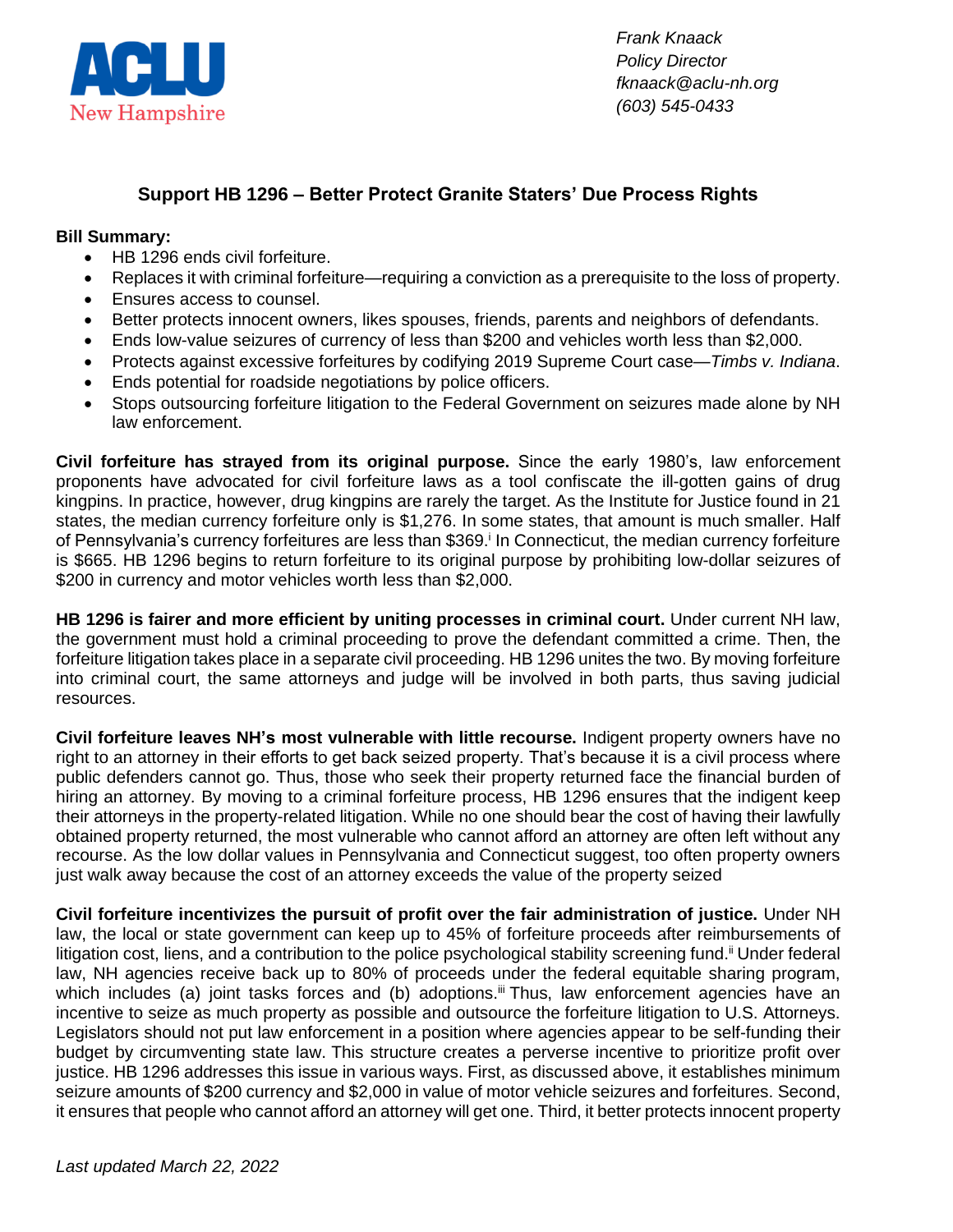ACLU New Hampshire

*Frank Knaack*
*Policy Director*
*fknaack@aclu-nh.org*
*(603) 545-0433*

## Support HB 1296 – Better Protect Granite Staters' Due Process Rights

**Bill Summary:**

- HB 1296 ends civil forfeiture.
- Replaces it with criminal forfeiture—requiring a conviction as a prerequisite to the loss of property.
- Ensures access to counsel.
- Better protects innocent owners, likes spouses, friends, parents and neighbors of defendants.
- Ends low-value seizures of currency of less than $200 and vehicles worth less than $2,000.
- Protects against excessive forfeitures by codifying 2019 Supreme Court case—*Timbs v. Indiana*.
- Ends potential for roadside negotiations by police officers.
- Stops outsourcing forfeiture litigation to the Federal Government on seizures made alone by NH law enforcement.

**Civil forfeiture has strayed from its original purpose.** Since the early 1980's, law enforcement proponents have advocated for civil forfeiture laws as a tool confiscate the ill-gotten gains of drug kingpins. In practice, however, drug kingpins are rarely the target. As the Institute for Justice found in 21 states, the median currency forfeiture only is $1,276. In some states, that amount is much smaller. Half of Pennsylvania's currency forfeitures are less than $369.[i] In Connecticut, the median currency forfeiture is $665. HB 1296 begins to return forfeiture to its original purpose by prohibiting low-dollar seizures of $200 in currency and motor vehicles worth less than $2,000.

**HB 1296 is fairer and more efficient by uniting processes in criminal court.** Under current NH law, the government must hold a criminal proceeding to prove the defendant committed a crime. Then, the forfeiture litigation takes place in a separate civil proceeding. HB 1296 unites the two. By moving forfeiture into criminal court, the same attorneys and judge will be involved in both parts, thus saving judicial resources.

**Civil forfeiture leaves NH's most vulnerable with little recourse.** Indigent property owners have no right to an attorney in their efforts to get back seized property. That's because it is a civil process where public defenders cannot go. Thus, those who seek their property returned face the financial burden of hiring an attorney. By moving to a criminal forfeiture process, HB 1296 ensures that the indigent keep their attorneys in the property-related litigation. While no one should bear the cost of having their lawfully obtained property returned, the most vulnerable who cannot afford an attorney are often left without any recourse. As the low dollar values in Pennsylvania and Connecticut suggest, too often property owners just walk away because the cost of an attorney exceeds the value of the property seized

**Civil forfeiture incentivizes the pursuit of profit over the fair administration of justice.** Under NH law, the local or state government can keep up to 45% of forfeiture proceeds after reimbursements of litigation cost, liens, and a contribution to the police psychological stability screening fund.[ii] Under federal law, NH agencies receive back up to 80% of proceeds under the federal equitable sharing program, which includes (a) joint tasks forces and (b) adoptions.[iii] Thus, law enforcement agencies have an incentive to seize as much property as possible and outsource the forfeiture litigation to U.S. Attorneys. Legislators should not put law enforcement in a position where agencies appear to be self-funding their budget by circumventing state law. This structure creates a perverse incentive to prioritize profit over justice. HB 1296 addresses this issue in various ways. First, as discussed above, it establishes minimum seizure amounts of $200 currency and $2,000 in value of motor vehicle seizures and forfeitures. Second, it ensures that people who cannot afford an attorney will get one. Third, it better protects innocent property

*Last updated March 22, 2022*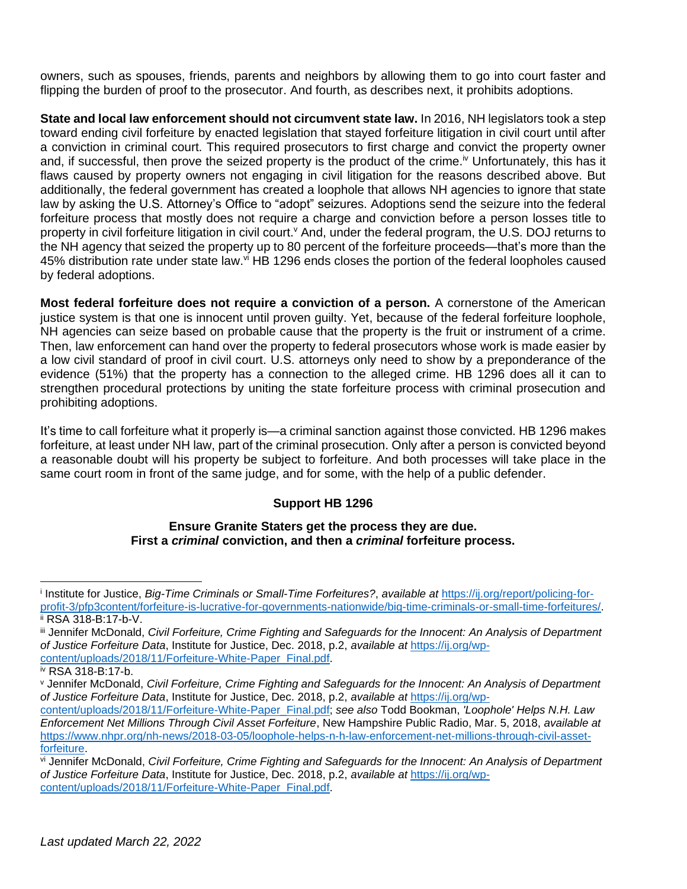owners, such as spouses, friends, parents and neighbors by allowing them to go into court faster and flipping the burden of proof to the prosecutor. And fourth, as describes next, it prohibits adoptions.

**State and local law enforcement should not circumvent state law.** In 2016, NH legislators took a step toward ending civil forfeiture by enacted legislation that stayed forfeiture litigation in civil court until after a conviction in criminal court. This required prosecutors to first charge and convict the property owner and, if successful, then prove the seized property is the product of the crime.[iv] Unfortunately, this has it flaws caused by property owners not engaging in civil litigation for the reasons described above. But additionally, the federal government has created a loophole that allows NH agencies to ignore that state law by asking the U.S. Attorney's Office to "adopt" seizures. Adoptions send the seizure into the federal forfeiture process that mostly does not require a charge and conviction before a person loses title to property in civil forfeiture litigation in civil court.[v] And, under the federal program, the U.S. DOJ returns to the NH agency that seized the property up to 80 percent of the forfeiture proceeds—that's more than the 45% distribution rate under state law.[vi] HB 1296 ends closes the portion of the federal loopholes caused by federal adoptions.

**Most federal forfeiture does not require a conviction of a person.** A cornerstone of the American justice system is that one is innocent until proven guilty. Yet, because of the federal forfeiture loophole, NH agencies can seize based on probable cause that the property is the fruit or instrument of a crime. Then, law enforcement can hand over the property to federal prosecutors whose work is made easier by a low civil standard of proof in civil court. U.S. attorneys only need to show by a preponderance of the evidence (51%) that the property has a connection to the alleged crime. HB 1296 does all it can to strengthen procedural protections by uniting the state forfeiture process with criminal prosecution and prohibiting adoptions.

It's time to call forfeiture what it properly is—a criminal sanction against those convicted. HB 1296 makes forfeiture, at least under NH law, part of the criminal prosecution. Only after a person is convicted beyond a reasonable doubt will his property be subject to forfeiture. And both processes will take place in the same court room in front of the same judge, and for some, with the help of a public defender.

**Support HB 1296**

**Ensure Granite Staters get the process they are due.**
**First a *criminal* conviction, and then a *criminal* forfeiture process.**

---

[i] Institute for Justice, *Big-Time Criminals or Small-Time Forfeitures?*, *available at* https://ij.org/report/policing-for-profit-3/pfp3content/forfeiture-is-lucrative-for-governments-nationwide/big-time-criminals-or-small-time-forfeitures/.

[ii] RSA 318-B:17-b-V.

[iii] Jennifer McDonald, *Civil Forfeiture, Crime Fighting and Safeguards for the Innocent: An Analysis of Department of Justice Forfeiture Data*, Institute for Justice, Dec. 2018, p.2, *available at* https://ij.org/wp-content/uploads/2018/11/Forfeiture-White-Paper_Final.pdf.

[iv] RSA 318-B:17-b.

[v] Jennifer McDonald, *Civil Forfeiture, Crime Fighting and Safeguards for the Innocent: An Analysis of Department of Justice Forfeiture Data*, Institute for Justice, Dec. 2018, p.2, *available at* https://ij.org/wp-content/uploads/2018/11/Forfeiture-White-Paper_Final.pdf; *see also* Todd Bookman, *'Loophole' Helps N.H. Law Enforcement Net Millions Through Civil Asset Forfeiture*, New Hampshire Public Radio, Mar. 5, 2018, *available at* https://www.nhpr.org/nh-news/2018-03-05/loophole-helps-n-h-law-enforcement-net-millions-through-civil-asset-forfeiture.

[vi] Jennifer McDonald, *Civil Forfeiture, Crime Fighting and Safeguards for the Innocent: An Analysis of Department of Justice Forfeiture Data*, Institute for Justice, Dec. 2018, p.2, *available at* https://ij.org/wp-content/uploads/2018/11/Forfeiture-White-Paper_Final.pdf.

*Last updated March 22, 2022*